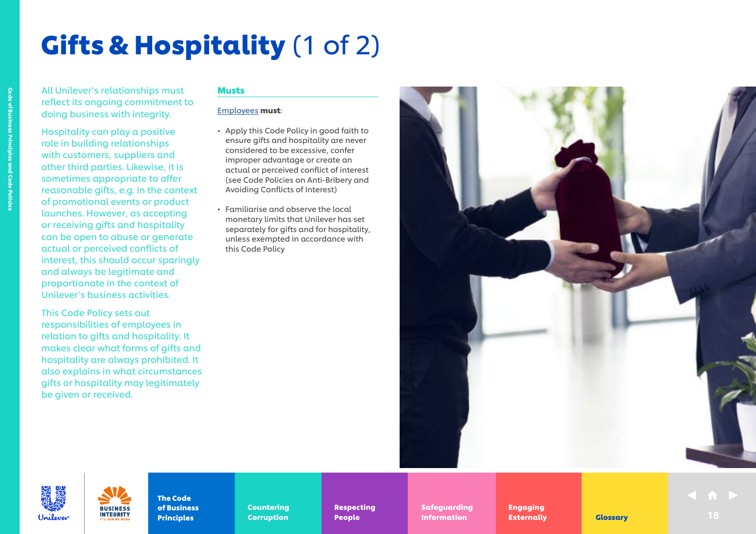# Gifts & Hospitality (1 of 2)

All Unilever's relationships must reflect its ongoing commitment to doing business with integrity.

Hospitality can play a positive role in building relationships with customers, suppliers and other third parties. Likewise, it is sometimes appropriate to offer reasonable gifts, e.g. in the context of promotional events or product launches. However, as accepting or receiving gifts and hospitality can be open to abuse or generate actual or perceived conflicts of interest, this should occur sparingly and always be legitimate and proportionate in the context of Unilever's business activities.

This Code Policy sets out responsibilities of employees in relation to gifts and hospitality. It makes clear what forms of gifts and hospitality are always prohibited. It also explains in what circumstances gifts or hospitality may legitimately be given or received.

## Musts

Employees **must**:

- Apply this Code Policy in good faith to ensure gifts and hospitality are never considered to be excessive, confer improper advantage or create an actual or perceived conflict of interest (see Code Policies on Anti-Bribery and Avoiding Conflicts of Interest)
- Familiarise and observe the local monetary limits that Unilever has set separately for gifts and for hospitality, unless exempted in accordance with this Code Policy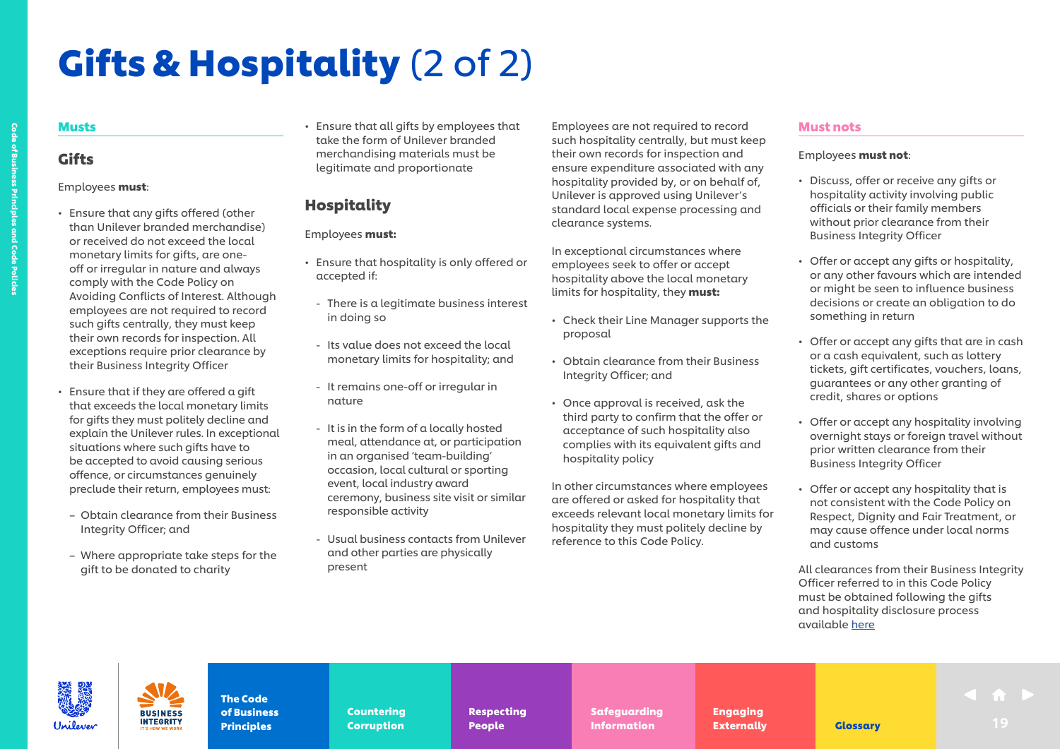# Gifts & Hospitality (2 of 2)

## Musts

### Gifts

Employees **must**:

- Ensure that any gifts offered (other than Unilever branded merchandise) or received do not exceed the local monetary limits for gifts, are one-off or irregular in nature and always comply with the Code Policy on Avoiding Conflicts of Interest. Although employees are not required to record such gifts centrally, they must keep their own records for inspection. All exceptions require prior clearance by their Business Integrity Officer
- Ensure that if they are offered a gift that exceeds the local monetary limits for gifts they must politely decline and explain the Unilever rules. In exceptional situations where such gifts have to be accepted to avoid causing serious offence, or circumstances genuinely preclude their return, employees must:
  - Obtain clearance from their Business Integrity Officer; and
  - Where appropriate take steps for the gift to be donated to charity
- Ensure that all gifts by employees that take the form of Unilever branded merchandising materials must be legitimate and proportionate

### Hospitality

Employees **must:**

- Ensure that hospitality is only offered or accepted if:
  - There is a legitimate business interest in doing so
  - Its value does not exceed the local monetary limits for hospitality; and
  - It remains one-off or irregular in nature
  - It is in the form of a locally hosted meal, attendance at, or participation in an organised 'team-building' occasion, local cultural or sporting event, local industry award ceremony, business site visit or similar responsible activity
  - Usual business contacts from Unilever and other parties are physically present

Employees are not required to record such hospitality centrally, but must keep their own records for inspection and ensure expenditure associated with any hospitality provided by, or on behalf of, Unilever is approved using Unilever's standard local expense processing and clearance systems.

In exceptional circumstances where employees seek to offer or accept hospitality above the local monetary limits for hospitality, they **must:**

- Check their Line Manager supports the proposal
- Obtain clearance from their Business Integrity Officer; and
- Once approval is received, ask the third party to confirm that the offer or acceptance of such hospitality also complies with its equivalent gifts and hospitality policy

In other circumstances where employees are offered or asked for hospitality that exceeds relevant local monetary limits for hospitality they must politely decline by reference to this Code Policy.

## Must nots

Employees **must not**:

- Discuss, offer or receive any gifts or hospitality activity involving public officials or their family members without prior clearance from their Business Integrity Officer
- Offer or accept any gifts or hospitality, or any other favours which are intended or might be seen to influence business decisions or create an obligation to do something in return
- Offer or accept any gifts that are in cash or a cash equivalent, such as lottery tickets, gift certificates, vouchers, loans, guarantees or any other granting of credit, shares or options
- Offer or accept any hospitality involving overnight stays or foreign travel without prior written clearance from their Business Integrity Officer
- Offer or accept any hospitality that is not consistent with the Code Policy on Respect, Dignity and Fair Treatment, or may cause offence under local norms and customs

All clearances from their Business Integrity Officer referred to in this Code Policy must be obtained following the gifts and hospitality disclosure process available here